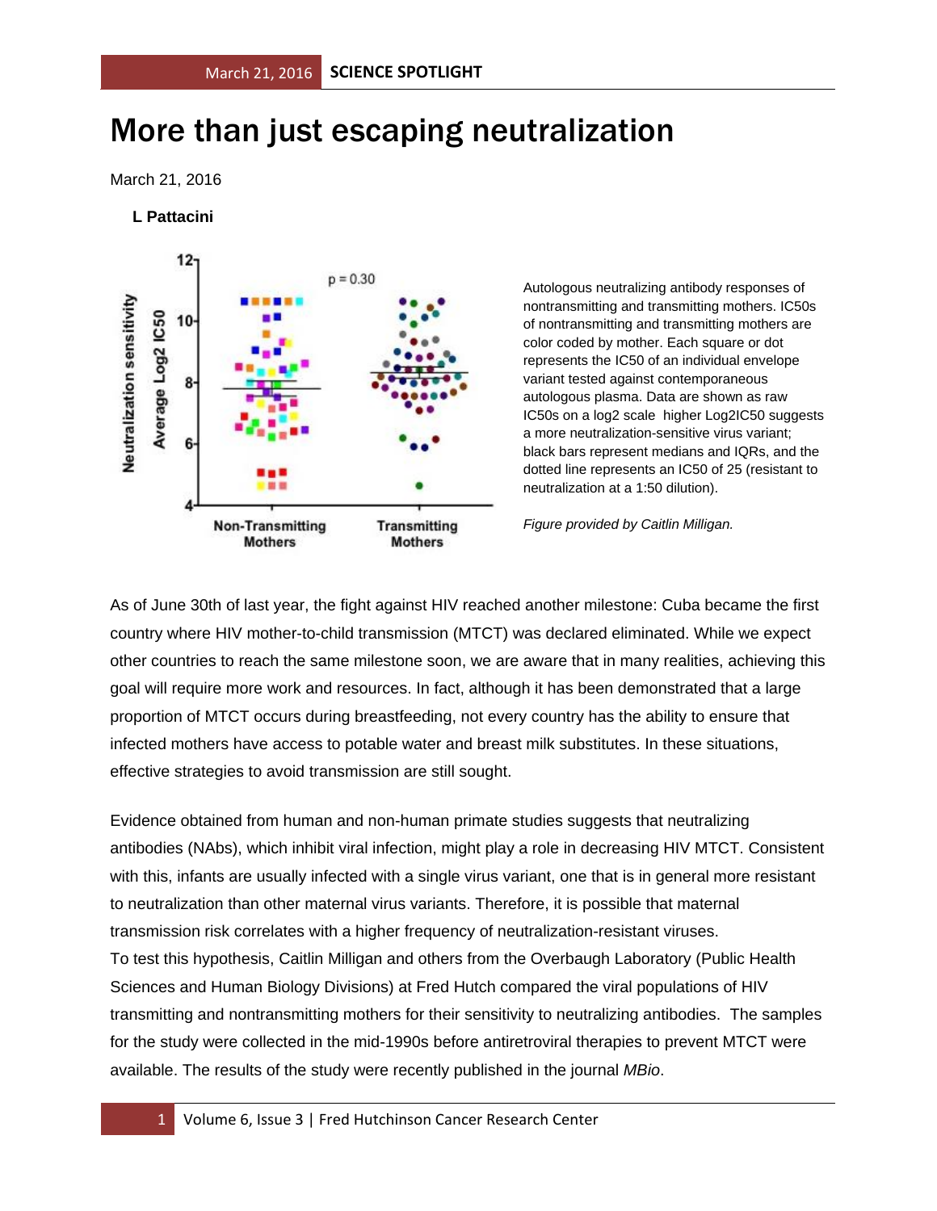# More than just escaping neutralization

March 21, 2016

**L Pattacini**

Autologous neutralizing antibody responses of nontransmitting and transmitting mothers. IC50s of nontransmitting and transmitting mothers are color coded by mother. Each square or dot represents the IC50 of an individual envelope variant tested against contemporaneous autologous plasma. Data are shown as raw IC50s on a log2 scale higher Log2IC50 suggests a more neutralization-sensitive virus variant; black bars represent medians and IQRs, and the dotted line represents an IC50 of 25 (resistant to neutralization at a 1:50 dilution).

*Figure provided by Caitlin Milligan.*

As of June 30th of last year, the fight against HIV reached another milestone: Cuba became the first country where HIV mother-to-child transmission (MTCT) was declared eliminated. While we expect other countries to reach the same milestone soon, we are aware that in many realities, achieving this goal will require more work and resources. In fact, although it has been demonstrated that a large proportion of MTCT occurs during breastfeeding, not every country has the ability to ensure that infected mothers have access to potable water and breast milk substitutes. In these situations, effective strategies to avoid transmission are still sought.

Evidence obtained from human and non-human primate studies suggests that neutralizing antibodies (NAbs), which inhibit viral infection, might play a role in decreasing HIV MTCT. Consistent with this, infants are usually infected with a single virus variant, one that is in general more resistant to neutralization than other maternal virus variants. Therefore, it is possible that maternal transmission risk correlates with a higher frequency of neutralization-resistant viruses.
To test this hypothesis, Caitlin Milligan and others from the Overbaugh Laboratory (Public Health Sciences and Human Biology Divisions) at Fred Hutch compared the viral populations of HIV transmitting and nontransmitting mothers for their sensitivity to neutralizing antibodies. The samples for the study were collected in the mid-1990s before antiretroviral therapies to prevent MTCT were available. The results of the study were recently published in the journal *MBio*.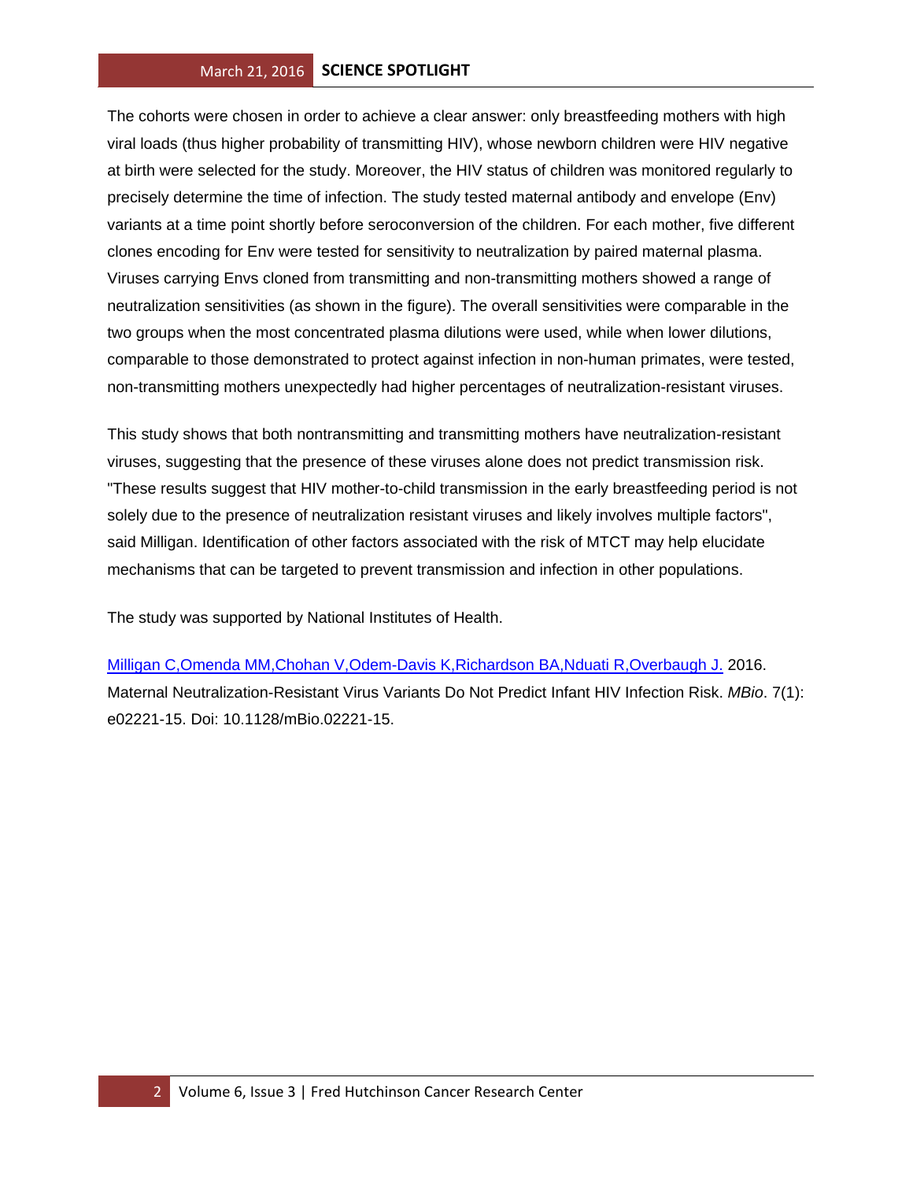The cohorts were chosen in order to achieve a clear answer: only breastfeeding mothers with high viral loads (thus higher probability of transmitting HIV), whose newborn children were HIV negative at birth were selected for the study. Moreover, the HIV status of children was monitored regularly to precisely determine the time of infection. The study tested maternal antibody and envelope (Env) variants at a time point shortly before seroconversion of the children. For each mother, five different clones encoding for Env were tested for sensitivity to neutralization by paired maternal plasma. Viruses carrying Envs cloned from transmitting and non-transmitting mothers showed a range of neutralization sensitivities (as shown in the figure). The overall sensitivities were comparable in the two groups when the most concentrated plasma dilutions were used, while when lower dilutions, comparable to those demonstrated to protect against infection in non-human primates, were tested, non-transmitting mothers unexpectedly had higher percentages of neutralization-resistant viruses.

This study shows that both nontransmitting and transmitting mothers have neutralization-resistant viruses, suggesting that the presence of these viruses alone does not predict transmission risk. "These results suggest that HIV mother-to-child transmission in the early breastfeeding period is not solely due to the presence of neutralization resistant viruses and likely involves multiple factors", said Milligan. Identification of other factors associated with the risk of MTCT may help elucidate mechanisms that can be targeted to prevent transmission and infection in other populations.

The study was supported by National Institutes of Health.

Milligan C,Omenda MM,Chohan V,Odem-Davis K,Richardson BA,Nduati R,Overbaugh J. 2016. Maternal Neutralization-Resistant Virus Variants Do Not Predict Infant HIV Infection Risk. *MBio*. 7(1): e02221-15. Doi: 10.1128/mBio.02221-15.